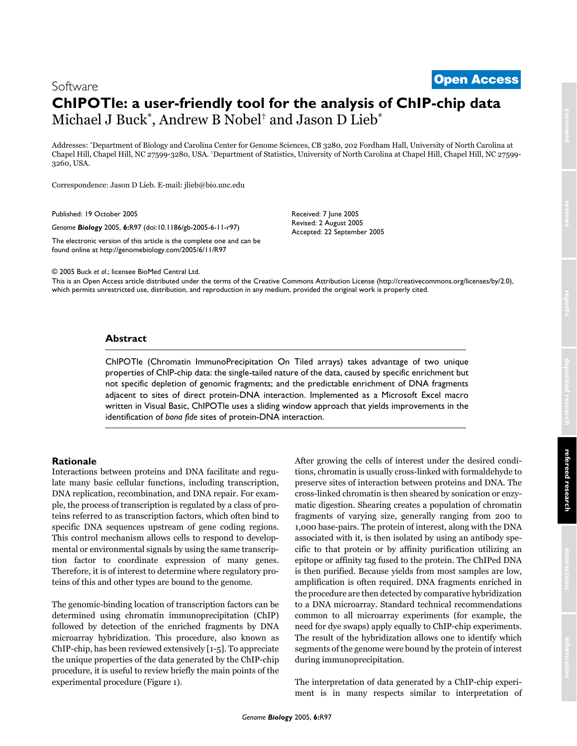Software

**Open Access**

# ChIPOTle: a user-friendly tool for the analysis of ChIP-chip data

Michael J Buck*, Andrew B Nobel† and Jason D Lieb*

Addresses: *Department of Biology and Carolina Center for Genome Sciences, CB 3280, 202 Fordham Hall, University of North Carolina at Chapel Hill, Chapel Hill, NC 27599-3280, USA. †Department of Statistics, University of North Carolina at Chapel Hill, Chapel Hill, NC 27599-3260, USA.

Correspondence: Jason D Lieb. E-mail: jlieb@bio.unc.edu

Published: 19 October 2005

*Genome **Biology*** 2005, **6:**R97 (doi:10.1186/gb-2005-6-11-r97)

The electronic version of this article is the complete one and can be found online at http://genomebiology.com/2005/6/11/R97

Received: 7 June 2005
Revised: 2 August 2005
Accepted: 22 September 2005

© 2005 Buck *et al*.; licensee BioMed Central Ltd.
This is an Open Access article distributed under the terms of the Creative Commons Attribution License (http://creativecommons.org/licenses/by/2.0), which permits unrestricted use, distribution, and reproduction in any medium, provided the original work is properly cited.

## Abstract

ChIPOTle (Chromatin ImmunoPrecipitation On Tiled arrays) takes advantage of two unique properties of ChIP-chip data: the single-tailed nature of the data, caused by specific enrichment but not specific depletion of genomic fragments; and the predictable enrichment of DNA fragments adjacent to sites of direct protein-DNA interaction. Implemented as a Microsoft Excel macro written in Visual Basic, ChIPOTle uses a sliding window approach that yields improvements in the identification of *bona fide* sites of protein-DNA interaction.

## Rationale

Interactions between proteins and DNA facilitate and regulate many basic cellular functions, including transcription, DNA replication, recombination, and DNA repair. For example, the process of transcription is regulated by a class of proteins referred to as transcription factors, which often bind to specific DNA sequences upstream of gene coding regions. This control mechanism allows cells to respond to developmental or environmental signals by using the same transcription factor to coordinate expression of many genes. Therefore, it is of interest to determine where regulatory proteins of this and other types are bound to the genome.

The genomic-binding location of transcription factors can be determined using chromatin immunoprecipitation (ChIP) followed by detection of the enriched fragments by DNA microarray hybridization. This procedure, also known as ChIP-chip, has been reviewed extensively [1-5]. To appreciate the unique properties of the data generated by the ChIP-chip procedure, it is useful to review briefly the main points of the experimental procedure (Figure 1).

After growing the cells of interest under the desired conditions, chromatin is usually cross-linked with formaldehyde to preserve sites of interaction between proteins and DNA. The cross-linked chromatin is then sheared by sonication or enzymatic digestion. Shearing creates a population of chromatin fragments of varying size, generally ranging from 200 to 1,000 base-pairs. The protein of interest, along with the DNA associated with it, is then isolated by using an antibody specific to that protein or by affinity purification utilizing an epitope or affinity tag fused to the protein. The ChIPed DNA is then purified. Because yields from most samples are low, amplification is often required. DNA fragments enriched in the procedure are then detected by comparative hybridization to a DNA microarray. Standard technical recommendations common to all microarray experiments (for example, the need for dye swaps) apply equally to ChIP-chip experiments. The result of the hybridization allows one to identify which segments of the genome were bound by the protein of interest during immunoprecipitation.

The interpretation of data generated by a ChIP-chip experiment is in many respects similar to interpretation of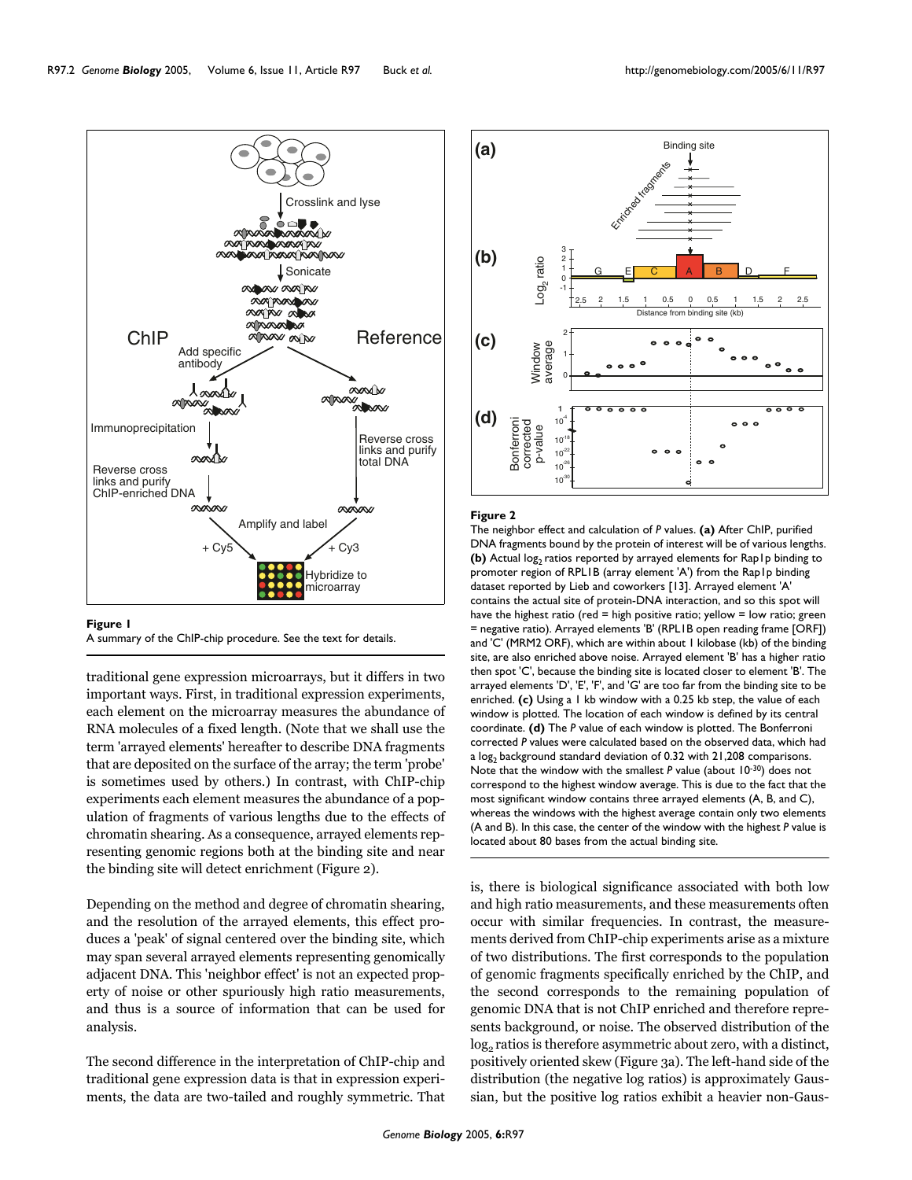Crosslink and lyse

Sonicate

ChIP

Reference

Add specific antibody

Immunoprecipitation

Reverse cross links and purify total DNA

Reverse cross links and purify ChIP-enriched DNA

Amplify and label

+ Cy5

+ Cy3

Hybridize to microarray

**Figure 1**
A summary of the ChIP-chip procedure. See the text for details.

(a)
Binding site
Enriched fragments

(b)
$\log_2$ ratio
3 2 1 0 -1
G E C A B D F
2.5 2 1.5 1 0.5 0 0.5 1 1.5 2 2.5
Distance from binding site (kb)

(c)
Window average
2 1 0

(d)
Bonferroni corrected p-value
1 $10^{-4}$ $10^{-15}$ $10^{-22}$ $10^{-26}$ $10^{-30}$

**Figure 2**
The neighbor effect and calculation of *P* values. **(a)** After ChIP, purified DNA fragments bound by the protein of interest will be of various lengths. **(b)** Actual $\log_2$ ratios reported by arrayed elements for Rap1p binding to promoter region of RPL1B (array element 'A') from the Rap1p binding dataset reported by Lieb and coworkers [13]. Arrayed element 'A' contains the actual site of protein-DNA interaction, and so this spot will have the highest ratio (red = high positive ratio; yellow = low ratio; green = negative ratio). Arrayed elements 'B' (RPL1B open reading frame [ORF]) and 'C' (MRM2 ORF), which are within about 1 kilobase (kb) of the binding site, are also enriched above noise. Arrayed element 'B' has a higher ratio then spot 'C', because the binding site is located closer to element 'B'. The arrayed elements 'D', 'E', 'F', and 'G' are too far from the binding site to be enriched. **(c)** Using a 1 kb window with a 0.25 kb step, the value of each window is plotted. The location of each window is defined by its central coordinate. **(d)** The *P* value of each window is plotted. The Bonferroni corrected *P* values were calculated based on the observed data, which had a $\log_2$ background standard deviation of 0.32 with 21,208 comparisons. Note that the window with the smallest *P* value (about $10^{-30}$) does not correspond to the highest window average. This is due to the fact that the most significant window contains three arrayed elements (A, B, and C), whereas the windows with the highest average contain only two elements (A and B). In this case, the center of the window with the highest *P* value is located about 80 bases from the actual binding site.

traditional gene expression microarrays, but it differs in two important ways. First, in traditional expression experiments, each element on the microarray measures the abundance of RNA molecules of a fixed length. (Note that we shall use the term 'arrayed elements' hereafter to describe DNA fragments that are deposited on the surface of the array; the term 'probe' is sometimes used by others.) In contrast, with ChIP-chip experiments each element measures the abundance of a population of fragments of various lengths due to the effects of chromatin shearing. As a consequence, arrayed elements representing genomic regions both at the binding site and near the binding site will detect enrichment (Figure 2).

Depending on the method and degree of chromatin shearing, and the resolution of the arrayed elements, this effect produces a 'peak' of signal centered over the binding site, which may span several arrayed elements representing genomically adjacent DNA. This 'neighbor effect' is not an expected property of noise or other spuriously high ratio measurements, and thus is a source of information that can be used for analysis.

The second difference in the interpretation of ChIP-chip and traditional gene expression data is that in expression experiments, the data are two-tailed and roughly symmetric. That is, there is biological significance associated with both low and high ratio measurements, and these measurements often occur with similar frequencies. In contrast, the measurements derived from ChIP-chip experiments arise as a mixture of two distributions. The first corresponds to the population of genomic fragments specifically enriched by the ChIP, and the second corresponds to the remaining population of genomic DNA that is not ChIP enriched and therefore represents background, or noise. The observed distribution of the $\log_2$ ratios is therefore asymmetric about zero, with a distinct, positively oriented skew (Figure 3a). The left-hand side of the distribution (the negative log ratios) is approximately Gaussian, but the positive log ratios exhibit a heavier non-Gaus-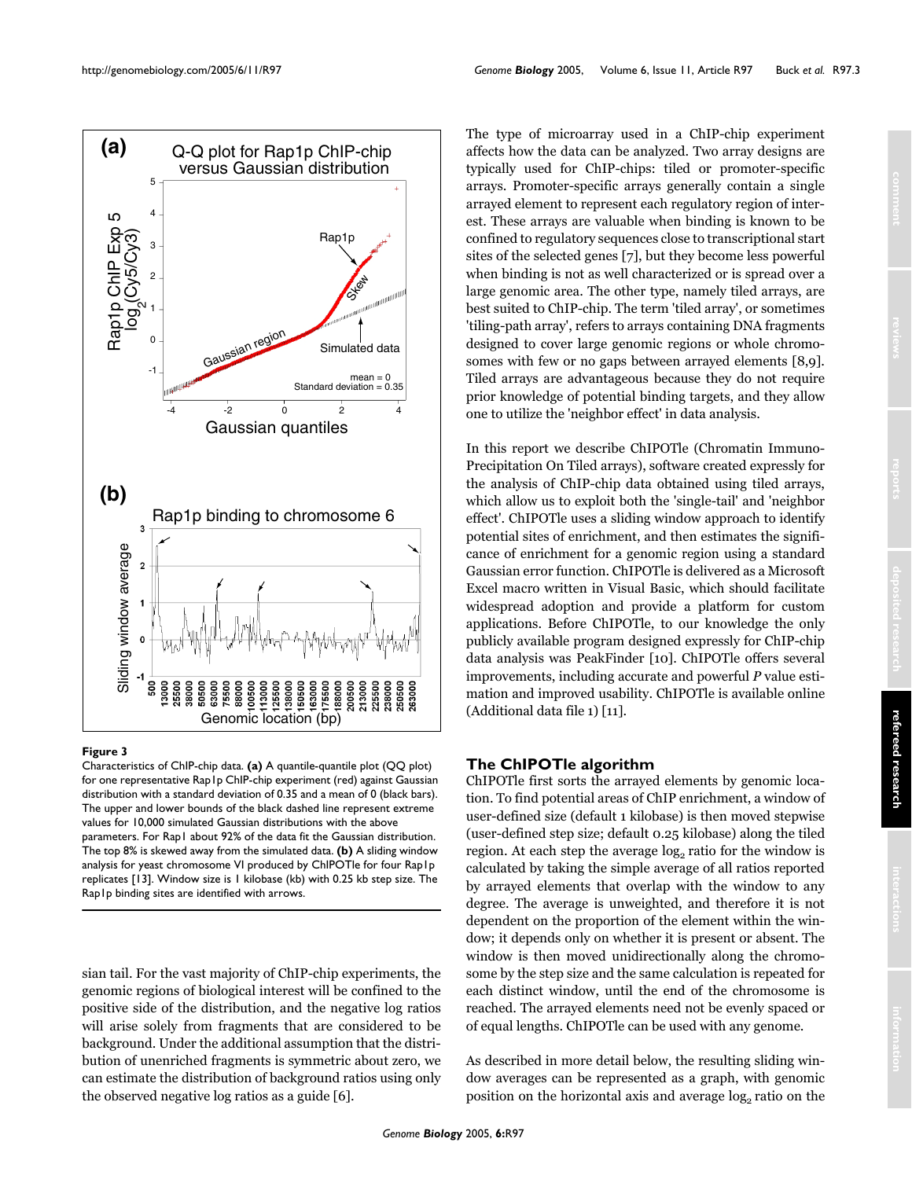(a)

Q-Q plot for Rap1p ChIP-chip versus Gaussian distribution

Rap1p ChIP Exp 5 $\log_2$(Cy5/Cy3)

Rap1p

Skew

Gaussian region

Simulated data

mean = 0
Standard deviation = 0.35

Gaussian quantiles

(b)

Rap1p binding to chromosome 6

Sliding window average

Genomic location (bp)

**Figure 3**

Characteristics of ChIP-chip data. **(a)** A quantile-quantile plot (QQ plot) for one representative Rap1p ChIP-chip experiment (red) against Gaussian distribution with a standard deviation of 0.35 and a mean of 0 (black bars). The upper and lower bounds of the black dashed line represent extreme values for 10,000 simulated Gaussian distributions with the above parameters. For Rap1 about 92% of the data fit the Gaussian distribution. The top 8% is skewed away from the simulated data. **(b)** A sliding window analysis for yeast chromosome VI produced by ChIPOTle for four Rap1p replicates [13]. Window size is 1 kilobase (kb) with 0.25 kb step size. The Rap1p binding sites are identified with arrows.

sian tail. For the vast majority of ChIP-chip experiments, the genomic regions of biological interest will be confined to the positive side of the distribution, and the negative log ratios will arise solely from fragments that are considered to be background. Under the additional assumption that the distribution of unenriched fragments is symmetric about zero, we can estimate the distribution of background ratios using only the observed negative log ratios as a guide [6].

The type of microarray used in a ChIP-chip experiment affects how the data can be analyzed. Two array designs are typically used for ChIP-chips: tiled or promoter-specific arrays. Promoter-specific arrays generally contain a single arrayed element to represent each regulatory region of interest. These arrays are valuable when binding is known to be confined to regulatory sequences close to transcriptional start sites of the selected genes [7], but they become less powerful when binding is not as well characterized or is spread over a large genomic area. The other type, namely tiled arrays, are best suited to ChIP-chip. The term 'tiled array', or sometimes 'tiling-path array', refers to arrays containing DNA fragments designed to cover large genomic regions or whole chromosomes with few or no gaps between arrayed elements [8,9]. Tiled arrays are advantageous because they do not require prior knowledge of potential binding targets, and they allow one to utilize the 'neighbor effect' in data analysis.

In this report we describe ChIPOTle (Chromatin ImmunoPrecipitation On Tiled arrays), software created expressly for the analysis of ChIP-chip data obtained using tiled arrays, which allow us to exploit both the 'single-tail' and 'neighbor effect'. ChIPOTle uses a sliding window approach to identify potential sites of enrichment, and then estimates the significance of enrichment for a genomic region using a standard Gaussian error function. ChIPOTle is delivered as a Microsoft Excel macro written in Visual Basic, which should facilitate widespread adoption and provide a platform for custom applications. Before ChIPOTle, to our knowledge the only publicly available program designed expressly for ChIP-chip data analysis was PeakFinder [10]. ChIPOTle offers several improvements, including accurate and powerful *P* value estimation and improved usability. ChIPOTle is available online (Additional data file 1) [11].

## The ChIPOTle algorithm

ChIPOTle first sorts the arrayed elements by genomic location. To find potential areas of ChIP enrichment, a window of user-defined size (default 1 kilobase) is then moved stepwise (user-defined step size; default 0.25 kilobase) along the tiled region. At each step the average $\log_2$ ratio for the window is calculated by taking the simple average of all ratios reported by arrayed elements that overlap with the window to any degree. The average is unweighted, and therefore it is not dependent on the proportion of the element within the window; it depends only on whether it is present or absent. The window is then moved unidirectionally along the chromosome by the step size and the same calculation is repeated for each distinct window, until the end of the chromosome is reached. The arrayed elements need not be evenly spaced or of equal lengths. ChIPOTle can be used with any genome.

As described in more detail below, the resulting sliding window averages can be represented as a graph, with genomic position on the horizontal axis and average $\log_2$ ratio on the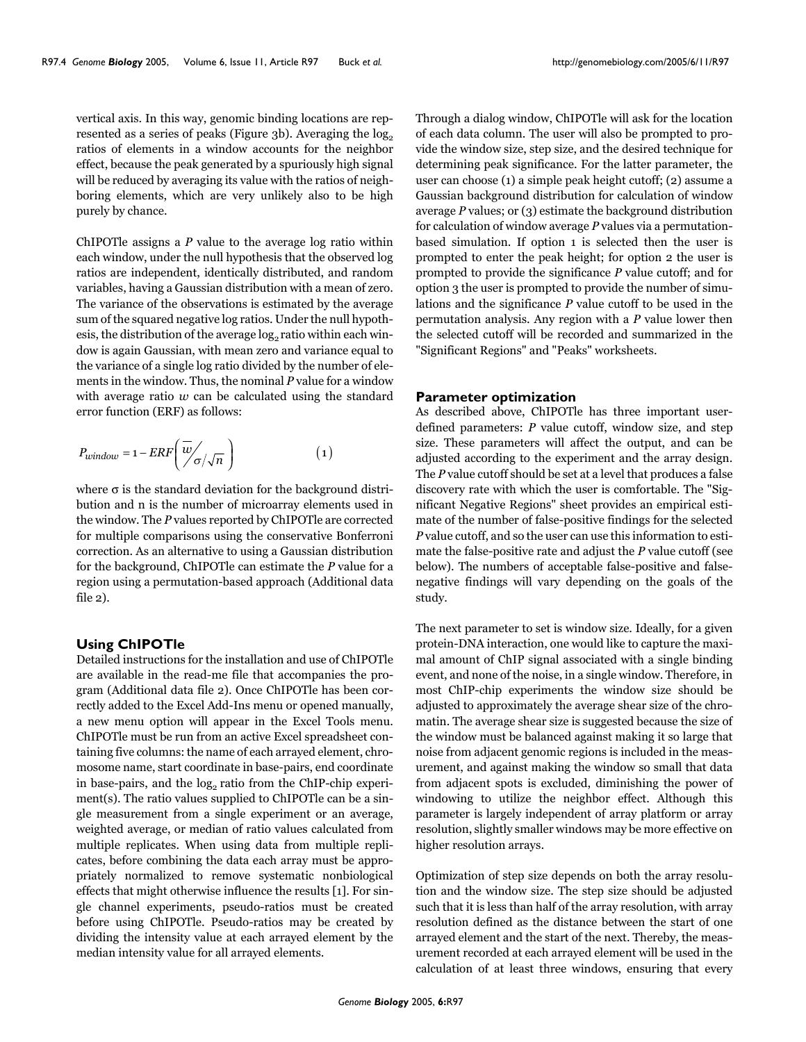vertical axis. In this way, genomic binding locations are represented as a series of peaks (Figure 3b). Averaging the $\log_2$ ratios of elements in a window accounts for the neighbor effect, because the peak generated by a spuriously high signal will be reduced by averaging its value with the ratios of neighboring elements, which are very unlikely also to be high purely by chance.

ChIPOTle assigns a *P* value to the average log ratio within each window, under the null hypothesis that the observed log ratios are independent, identically distributed, and random variables, having a Gaussian distribution with a mean of zero. The variance of the observations is estimated by the average sum of the squared negative log ratios. Under the null hypothesis, the distribution of the average $\log_2$ ratio within each window is again Gaussian, with mean zero and variance equal to the variance of a single log ratio divided by the number of elements in the window. Thus, the nominal *P* value for a window with average ratio $w$ can be calculated using the standard error function (ERF) as follows:

$$P_{window} = 1 - ERF\left( \overline{w} \Big/ \sigma/\sqrt{n} \right) \qquad (1)$$

where σ is the standard deviation for the background distribution and n is the number of microarray elements used in the window. The *P* values reported by ChIPOTle are corrected for multiple comparisons using the conservative Bonferroni correction. As an alternative to using a Gaussian distribution for the background, ChIPOTle can estimate the *P* value for a region using a permutation-based approach (Additional data file 2).

## Using ChIPOTle

Detailed instructions for the installation and use of ChIPOTle are available in the read-me file that accompanies the program (Additional data file 2). Once ChIPOTle has been correctly added to the Excel Add-Ins menu or opened manually, a new menu option will appear in the Excel Tools menu. ChIPOTle must be run from an active Excel spreadsheet containing five columns: the name of each arrayed element, chromosome name, start coordinate in base-pairs, end coordinate in base-pairs, and the $\log_2$ ratio from the ChIP-chip experiment(s). The ratio values supplied to ChIPOTle can be a single measurement from a single experiment or an average, weighted average, or median of ratio values calculated from multiple replicates. When using data from multiple replicates, before combining the data each array must be appropriately normalized to remove systematic nonbiological effects that might otherwise influence the results [1]. For single channel experiments, pseudo-ratios must be created before using ChIPOTle. Pseudo-ratios may be created by dividing the intensity value at each arrayed element by the median intensity value for all arrayed elements.

Through a dialog window, ChIPOTle will ask for the location of each data column. The user will also be prompted to provide the window size, step size, and the desired technique for determining peak significance. For the latter parameter, the user can choose (1) a simple peak height cutoff; (2) assume a Gaussian background distribution for calculation of window average *P* values; or (3) estimate the background distribution for calculation of window average *P* values via a permutation-based simulation. If option 1 is selected then the user is prompted to enter the peak height; for option 2 the user is prompted to provide the significance *P* value cutoff; and for option 3 the user is prompted to provide the number of simulations and the significance *P* value cutoff to be used in the permutation analysis. Any region with a *P* value lower then the selected cutoff will be recorded and summarized in the "Significant Regions" and "Peaks" worksheets.

## Parameter optimization

As described above, ChIPOTle has three important user-defined parameters: *P* value cutoff, window size, and step size. These parameters will affect the output, and can be adjusted according to the experiment and the array design. The *P* value cutoff should be set at a level that produces a false discovery rate with which the user is comfortable. The "Significant Negative Regions" sheet provides an empirical estimate of the number of false-positive findings for the selected *P* value cutoff, and so the user can use this information to estimate the false-positive rate and adjust the *P* value cutoff (see below). The numbers of acceptable false-positive and false-negative findings will vary depending on the goals of the study.

The next parameter to set is window size. Ideally, for a given protein-DNA interaction, one would like to capture the maximal amount of ChIP signal associated with a single binding event, and none of the noise, in a single window. Therefore, in most ChIP-chip experiments the window size should be adjusted to approximately the average shear size of the chromatin. The average shear size is suggested because the size of the window must be balanced against making it so large that noise from adjacent genomic regions is included in the measurement, and against making the window so small that data from adjacent spots is excluded, diminishing the power of windowing to utilize the neighbor effect. Although this parameter is largely independent of array platform or array resolution, slightly smaller windows may be more effective on higher resolution arrays.

Optimization of step size depends on both the array resolution and the window size. The step size should be adjusted such that it is less than half of the array resolution, with array resolution defined as the distance between the start of one arrayed element and the start of the next. Thereby, the measurement recorded at each arrayed element will be used in the calculation of at least three windows, ensuring that every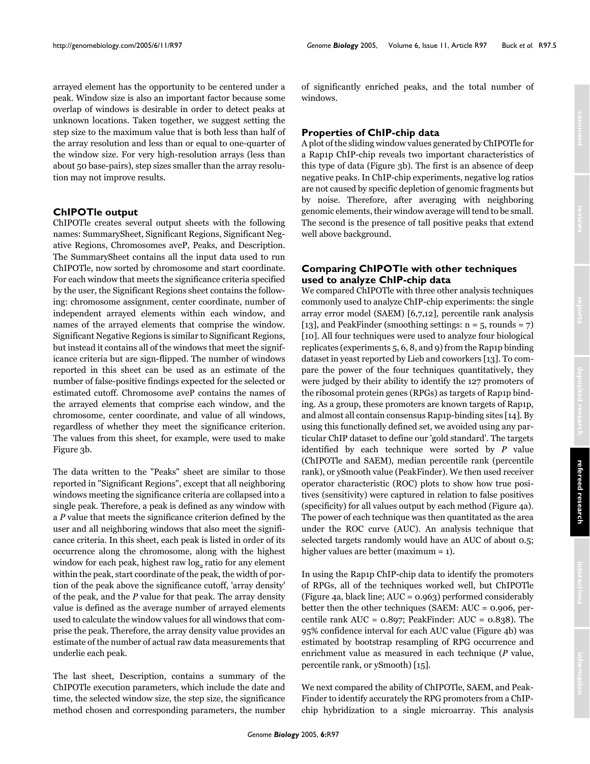arrayed element has the opportunity to be centered under a peak. Window size is also an important factor because some overlap of windows is desirable in order to detect peaks at unknown locations. Taken together, we suggest setting the step size to the maximum value that is both less than half of the array resolution and less than or equal to one-quarter of the window size. For very high-resolution arrays (less than about 50 base-pairs), step sizes smaller than the array resolution may not improve results.

### ChIPOTle output

ChIPOTle creates several output sheets with the following names: SummarySheet, Significant Regions, Significant Negative Regions, Chromosomes aveP, Peaks, and Description. The SummarySheet contains all the input data used to run ChIPOTle, now sorted by chromosome and start coordinate. For each window that meets the significance criteria specified by the user, the Significant Regions sheet contains the following: chromosome assignment, center coordinate, number of independent arrayed elements within each window, and names of the arrayed elements that comprise the window. Significant Negative Regions is similar to Significant Regions, but instead it contains all of the windows that meet the significance criteria but are sign-flipped. The number of windows reported in this sheet can be used as an estimate of the number of false-positive findings expected for the selected or estimated cutoff. Chromosome aveP contains the names of the arrayed elements that comprise each window, and the chromosome, center coordinate, and value of all windows, regardless of whether they meet the significance criterion. The values from this sheet, for example, were used to make Figure 3b.

The data written to the "Peaks" sheet are similar to those reported in "Significant Regions", except that all neighboring windows meeting the significance criteria are collapsed into a single peak. Therefore, a peak is defined as any window with a *P* value that meets the significance criterion defined by the user and all neighboring windows that also meet the significance criteria. In this sheet, each peak is listed in order of its occurrence along the chromosome, along with the highest window for each peak, highest raw $\log_2$ ratio for any element within the peak, start coordinate of the peak, the width of portion of the peak above the significance cutoff, 'array density' of the peak, and the *P* value for that peak. The array density value is defined as the average number of arrayed elements used to calculate the window values for all windows that comprise the peak. Therefore, the array density value provides an estimate of the number of actual raw data measurements that underlie each peak.

The last sheet, Description, contains a summary of the ChIPOTle execution parameters, which include the date and time, the selected window size, the step size, the significance method chosen and corresponding parameters, the number of significantly enriched peaks, and the total number of windows.

### Properties of ChIP-chip data

A plot of the sliding window values generated by ChIPOTle for a Rap1p ChIP-chip reveals two important characteristics of this type of data (Figure 3b). The first is an absence of deep negative peaks. In ChIP-chip experiments, negative log ratios are not caused by specific depletion of genomic fragments but by noise. Therefore, after averaging with neighboring genomic elements, their window average will tend to be small. The second is the presence of tall positive peaks that extend well above background.

### Comparing ChIPOTle with other techniques used to analyze ChIP-chip data

We compared ChIPOTle with three other analysis techniques commonly used to analyze ChIP-chip experiments: the single array error model (SAEM) [6,7,12], percentile rank analysis [13], and PeakFinder (smoothing settings: n = 5, rounds = 7) [10]. All four techniques were used to analyze four biological replicates (experiments 5, 6, 8, and 9) from the Rap1p binding dataset in yeast reported by Lieb and coworkers [13]. To compare the power of the four techniques quantitatively, they were judged by their ability to identify the 127 promoters of the ribosomal protein genes (RPGs) as targets of Rap1p binding. As a group, these promoters are known targets of Rap1p, and almost all contain consensus Rap1p-binding sites [14]. By using this functionally defined set, we avoided using any particular ChIP dataset to define our 'gold standard'. The targets identified by each technique were sorted by *P* value (ChIPOTle and SAEM), median percentile rank (percentile rank), or ySmooth value (PeakFinder). We then used receiver operator characteristic (ROC) plots to show how true positives (sensitivity) were captured in relation to false positives (specificity) for all values output by each method (Figure 4a). The power of each technique was then quantitated as the area under the ROC curve (AUC). An analysis technique that selected targets randomly would have an AUC of about 0.5; higher values are better (maximum = 1).

In using the Rap1p ChIP-chip data to identify the promoters of RPGs, all of the techniques worked well, but ChIPOTle (Figure 4a, black line; AUC = 0.963) performed considerably better then the other techniques (SAEM: AUC = 0.906, percentile rank AUC = 0.897; PeakFinder: AUC = 0.838). The 95% confidence interval for each AUC value (Figure 4b) was estimated by bootstrap resampling of RPG occurrence and enrichment value as measured in each technique (*P* value, percentile rank, or ySmooth) [15].

We next compared the ability of ChIPOTle, SAEM, and PeakFinder to identify accurately the RPG promoters from a ChIP-chip hybridization to a single microarray. This analysis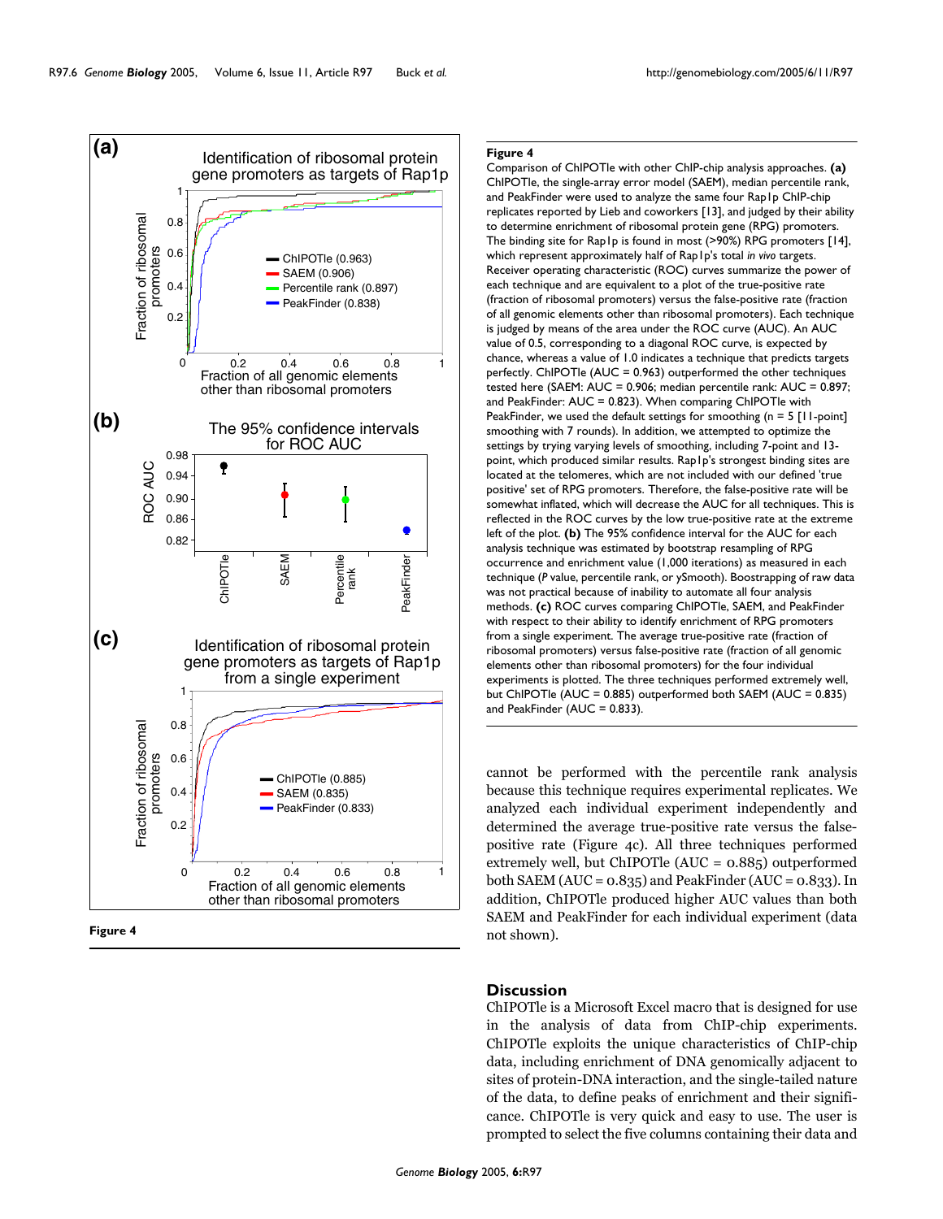**Figure 4**

Comparison of ChIPOTle with other ChIP-chip analysis approaches. **(a)** ChIPOTle, the single-array error model (SAEM), median percentile rank, and PeakFinder were used to analyze the same four Rap1p ChIP-chip replicates reported by Lieb and coworkers [13], and judged by their ability to determine enrichment of ribosomal protein gene (RPG) promoters. The binding site for Rap1p is found in most (>90%) RPG promoters [14], which represent approximately half of Rap1p's total *in vivo* targets. Receiver operating characteristic (ROC) curves summarize the power of each technique and are equivalent to a plot of the true-positive rate (fraction of ribosomal promoters) versus the false-positive rate (fraction of all genomic elements other than ribosomal promoters). Each technique is judged by means of the area under the ROC curve (AUC). An AUC value of 0.5, corresponding to a diagonal ROC curve, is expected by chance, whereas a value of 1.0 indicates a technique that predicts targets perfectly. ChIPOTle (AUC = 0.963) outperformed the other techniques tested here (SAEM: AUC = 0.906; median percentile rank: AUC = 0.897; and PeakFinder: AUC = 0.823). When comparing ChIPOTle with PeakFinder, we used the default settings for smoothing (n = 5 [11-point] smoothing with 7 rounds). In addition, we attempted to optimize the settings by trying varying levels of smoothing, including 7-point and 13-point, which produced similar results. Rap1p's strongest binding sites are located at the telomeres, which are not included with our defined 'true positive' set of RPG promoters. Therefore, the false-positive rate will be somewhat inflated, which will decrease the AUC for all techniques. This is reflected in the ROC curves by the low true-positive rate at the extreme left of the plot. **(b)** The 95% confidence interval for the AUC for each analysis technique was estimated by bootstrap resampling of RPG occurrence and enrichment value (1,000 iterations) as measured in each technique (*P* value, percentile rank, or ySmooth). Boostrapping of raw data was not practical because of inability to automate all four analysis methods. **(c)** ROC curves comparing ChIPOTle, SAEM, and PeakFinder with respect to their ability to identify enrichment of RPG promoters from a single experiment. The average true-positive rate (fraction of ribosomal promoters) versus false-positive rate (fraction of all genomic elements other than ribosomal promoters) for the four individual experiments is plotted. The three techniques performed extremely well, but ChIPOTle (AUC = 0.885) outperformed both SAEM (AUC = 0.835) and PeakFinder (AUC = 0.833).

cannot be performed with the percentile rank analysis because this technique requires experimental replicates. We analyzed each individual experiment independently and determined the average true-positive rate versus the false-positive rate (Figure 4c). All three techniques performed extremely well, but ChIPOTle (AUC = 0.885) outperformed both SAEM (AUC = 0.835) and PeakFinder (AUC = 0.833). In addition, ChIPOTle produced higher AUC values than both SAEM and PeakFinder for each individual experiment (data not shown).

## Discussion

ChIPOTle is a Microsoft Excel macro that is designed for use in the analysis of data from ChIP-chip experiments. ChIPOTle exploits the unique characteristics of ChIP-chip data, including enrichment of DNA genomically adjacent to sites of protein-DNA interaction, and the single-tailed nature of the data, to define peaks of enrichment and their significance. ChIPOTle is very quick and easy to use. The user is prompted to select the five columns containing their data and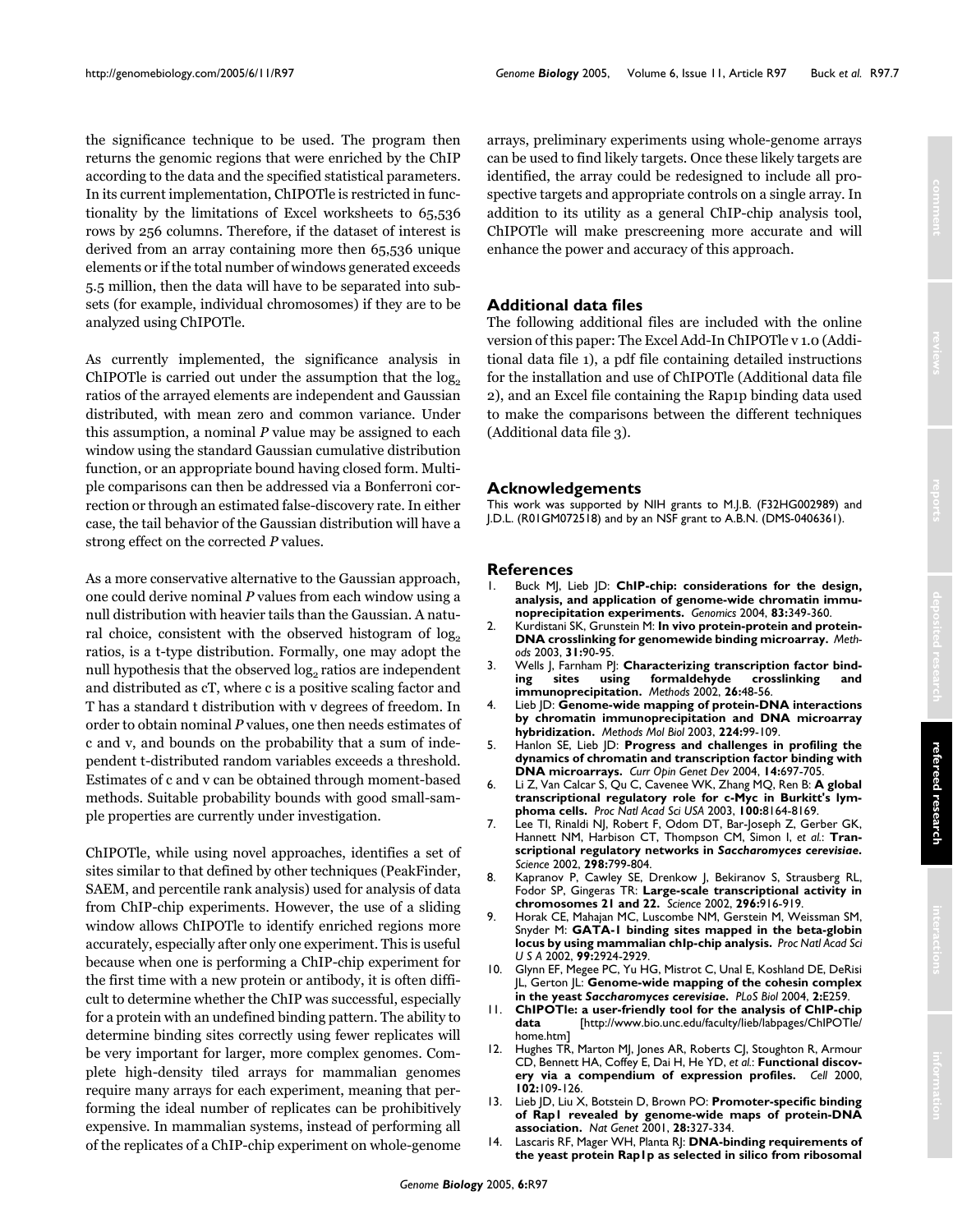the significance technique to be used. The program then returns the genomic regions that were enriched by the ChIP according to the data and the specified statistical parameters. In its current implementation, ChIPOTle is restricted in functionality by the limitations of Excel worksheets to 65,536 rows by 256 columns. Therefore, if the dataset of interest is derived from an array containing more then 65,536 unique elements or if the total number of windows generated exceeds 5.5 million, then the data will have to be separated into subsets (for example, individual chromosomes) if they are to be analyzed using ChIPOTle.

As currently implemented, the significance analysis in ChIPOTle is carried out under the assumption that the $\log_2$ ratios of the arrayed elements are independent and Gaussian distributed, with mean zero and common variance. Under this assumption, a nominal *P* value may be assigned to each window using the standard Gaussian cumulative distribution function, or an appropriate bound having closed form. Multiple comparisons can then be addressed via a Bonferroni correction or through an estimated false-discovery rate. In either case, the tail behavior of the Gaussian distribution will have a strong effect on the corrected *P* values.

As a more conservative alternative to the Gaussian approach, one could derive nominal *P* values from each window using a null distribution with heavier tails than the Gaussian. A natural choice, consistent with the observed histogram of $\log_2$ ratios, is a t-type distribution. Formally, one may adopt the null hypothesis that the observed $\log_2$ ratios are independent and distributed as cT, where c is a positive scaling factor and T has a standard t distribution with v degrees of freedom. In order to obtain nominal *P* values, one then needs estimates of c and v, and bounds on the probability that a sum of independent t-distributed random variables exceeds a threshold. Estimates of c and v can be obtained through moment-based methods. Suitable probability bounds with good small-sample properties are currently under investigation.

ChIPOTle, while using novel approaches, identifies a set of sites similar to that defined by other techniques (PeakFinder, SAEM, and percentile rank analysis) used for analysis of data from ChIP-chip experiments. However, the use of a sliding window allows ChIPOTle to identify enriched regions more accurately, especially after only one experiment. This is useful because when one is performing a ChIP-chip experiment for the first time with a new protein or antibody, it is often difficult to determine whether the ChIP was successful, especially for a protein with an undefined binding pattern. The ability to determine binding sites correctly using fewer replicates will be very important for larger, more complex genomes. Complete high-density tiled arrays for mammalian genomes require many arrays for each experiment, meaning that performing the ideal number of replicates can be prohibitively expensive. In mammalian systems, instead of performing all of the replicates of a ChIP-chip experiment on whole-genome arrays, preliminary experiments using whole-genome arrays can be used to find likely targets. Once these likely targets are identified, the array could be redesigned to include all prospective targets and appropriate controls on a single array. In addition to its utility as a general ChIP-chip analysis tool, ChIPOTle will make prescreening more accurate and will enhance the power and accuracy of this approach.

## Additional data files

The following additional files are included with the online version of this paper: The Excel Add-In ChIPOTle v 1.0 (Additional data file 1), a pdf file containing detailed instructions for the installation and use of ChIPOTle (Additional data file 2), and an Excel file containing the Rap1p binding data used to make the comparisons between the different techniques (Additional data file 3).

## Acknowledgements

This work was supported by NIH grants to M.J.B. (F32HG002989) and J.D.L. (R01GM072518) and by an NSF grant to A.B.N. (DMS-0406361).

## References

1. Buck MJ, Lieb JD: **ChIP-chip: considerations for the design, analysis, and application of genome-wide chromatin immunoprecipitation experiments.** *Genomics* 2004, **83:**349-360.
2. Kurdistani SK, Grunstein M: **In vivo protein-protein and protein-DNA crosslinking for genomewide binding microarray.** *Methods* 2003, **31:**90-95.
3. Wells J, Farnham PJ: **Characterizing transcription factor binding sites using formaldehyde crosslinking and immunoprecipitation.** *Methods* 2002, **26:**48-56.
4. Lieb JD: **Genome-wide mapping of protein-DNA interactions by chromatin immunoprecipitation and DNA microarray hybridization.** *Methods Mol Biol* 2003, **224:**99-109.
5. Hanlon SE, Lieb JD: **Progress and challenges in profiling the dynamics of chromatin and transcription factor binding with DNA microarrays.** *Curr Opin Genet Dev* 2004, **14:**697-705.
6. Li Z, Van Calcar S, Qu C, Cavenee WK, Zhang MQ, Ren B: **A global transcriptional regulatory role for c-Myc in Burkitt's lymphoma cells.** *Proc Natl Acad Sci USA* 2003, **100:**8164-8169.
7. Lee TI, Rinaldi NJ, Robert F, Odom DT, Bar-Joseph Z, Gerber GK, Hannett NM, Harbison CT, Thompson CM, Simon I, *et al.*: **Transcriptional regulatory networks in *Saccharomyces cerevisiae*.** *Science* 2002, **298:**799-804.
8. Kapranov P, Cawley SE, Drenkow J, Bekiranov S, Strausberg RL, Fodor SP, Gingeras TR: **Large-scale transcriptional activity in chromosomes 21 and 22.** *Science* 2002, **296:**916-919.
9. Horak CE, Mahajan MC, Luscombe NM, Gerstein M, Weissman SM, Snyder M: **GATA-1 binding sites mapped in the beta-globin locus by using mammalian chIp-chip analysis.** *Proc Natl Acad Sci U S A* 2002, **99:**2924-2929.
10. Glynn EF, Megee PC, Yu HG, Mistrot C, Unal E, Koshland DE, DeRisi JL, Gerton JL: **Genome-wide mapping of the cohesin complex in the yeast *Saccharomyces cerevisiae*.** *PLoS Biol* 2004, **2:**E259.
11. **ChIPOTle: a user-friendly tool for the analysis of ChIP-chip data** [http://www.bio.unc.edu/faculty/lieb/labpages/ChIPOTle/home.htm]
12. Hughes TR, Marton MJ, Jones AR, Roberts CJ, Stoughton R, Armour CD, Bennett HA, Coffey E, Dai H, He YD, *et al.*: **Functional discovery via a compendium of expression profiles.** *Cell* 2000, **102:**109-126.
13. Lieb JD, Liu X, Botstein D, Brown PO: **Promoter-specific binding of Rap1 revealed by genome-wide maps of protein-DNA association.** *Nat Genet* 2001, **28:**327-334.
14. Lascaris RF, Mager WH, Planta RJ: **DNA-binding requirements of the yeast protein Rap1p as selected in silico from ribosomal**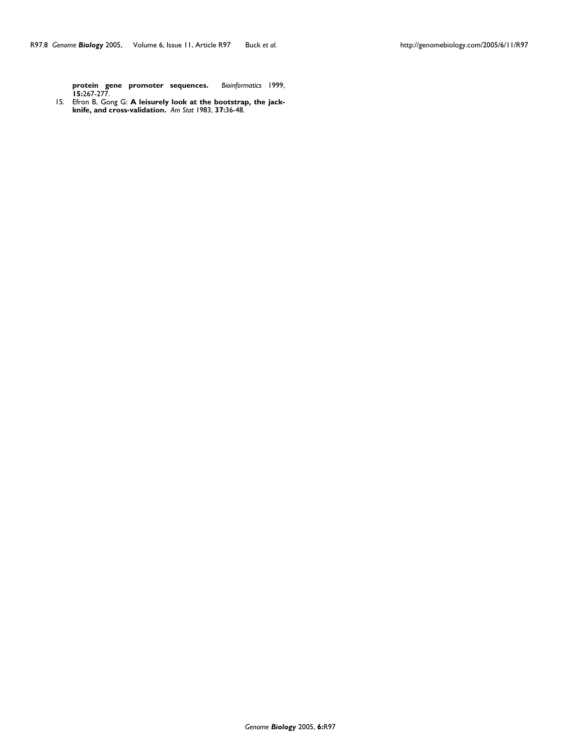**protein gene promoter sequences.** *Bioinformatics* 1999, **15:**267-277.

15. Efron B, Gong G: **A leisurely look at the bootstrap, the jackknife, and cross-validation.** *Am Stat* 1983, **37:**36-48.